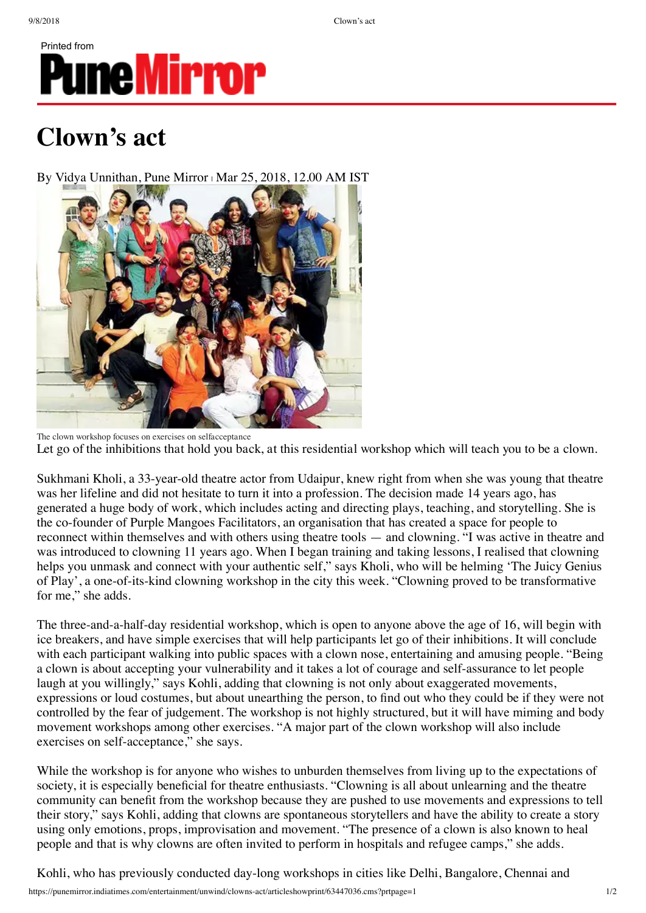Printed from

# Clown's act

By Vidya Unnithan, Pune Mirror | Mar 25, 2018, 12.00 AM IST

The clown workshop focuses on exercises on selfacceptance

Let go of the inhibitions that hold you back, at this residential workshop which will teach you to be a clown.

Sukhmani Kholi, a 33-year-old theatre actor from Udaipur, knew right from when she was young that theatre was her lifeline and did not hesitate to turn it into a profession. The decision made 14 years ago, has generated a huge body of work, which includes acting and directing plays, teaching, and storytelling. She is the co-founder of Purple Mangoes Facilitators, an organisation that has created a space for people to reconnect within themselves and with others using theatre tools — and clowning. "I was active in theatre and was introduced to clowning 11 years ago. When I began training and taking lessons, I realised that clowning helps you unmask and connect with your authentic self," says Kholi, who will be helming 'The Juicy Genius of Play', a one-of-its-kind clowning workshop in the city this week. "Clowning proved to be transformative for me," she adds.

The three-and-a-half-day residential workshop, which is open to anyone above the age of 16, will begin with ice breakers, and have simple exercises that will help participants let go of their inhibitions. It will conclude with each participant walking into public spaces with a clown nose, entertaining and amusing people. "Being a clown is about accepting your vulnerability and it takes a lot of courage and self-assurance to let people laugh at you willingly," says Kohli, adding that clowning is not only about exaggerated movements, expressions or loud costumes, but about unearthing the person, to find out who they could be if they were not controlled by the fear of judgement. The workshop is not highly structured, but it will have miming and body movement workshops among other exercises. "A major part of the clown workshop will also include exercises on self-acceptance," she says.

While the workshop is for anyone who wishes to unburden themselves from living up to the expectations of society, it is especially beneficial for theatre enthusiasts. "Clowning is all about unlearning and the theatre community can benefit from the workshop because they are pushed to use movements and expressions to tell their story," says Kohli, adding that clowns are spontaneous storytellers and have the ability to create a story using only emotions, props, improvisation and movement. "The presence of a clown is also known to heal people and that is why clowns are often invited to perform in hospitals and refugee camps," she adds.

Kohli, who has previously conducted day-long workshops in cities like Delhi, Bangalore, Chennai and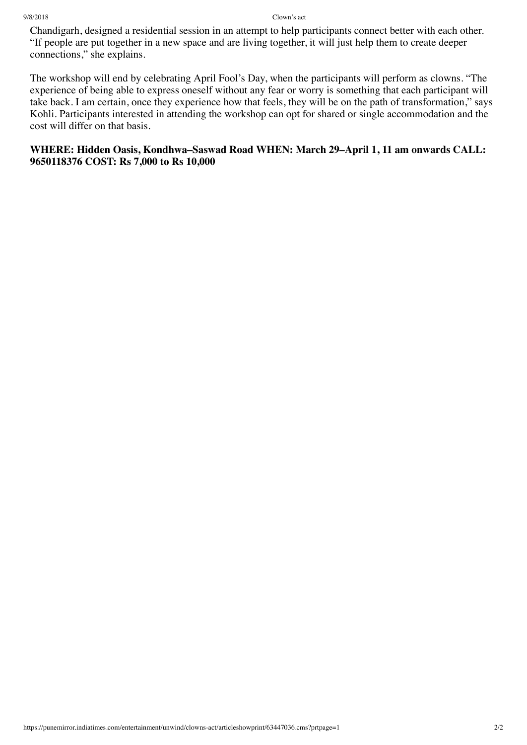Chandigarh, designed a residential session in an attempt to help participants connect better with each other. "If people are put together in a new space and are living together, it will just help them to create deeper connections," she explains.

The workshop will end by celebrating April Fool's Day, when the participants will perform as clowns. "The experience of being able to express oneself without any fear or worry is something that each participant will take back. I am certain, once they experience how that feels, they will be on the path of transformation," says Kohli. Participants interested in attending the workshop can opt for shared or single accommodation and the cost will differ on that basis.

**WHERE: Hidden Oasis, Kondhwa–Saswad Road WHEN: March 29–April 1, 11 am onwards CALL: 9650118376 COST: Rs 7,000 to Rs 10,000**